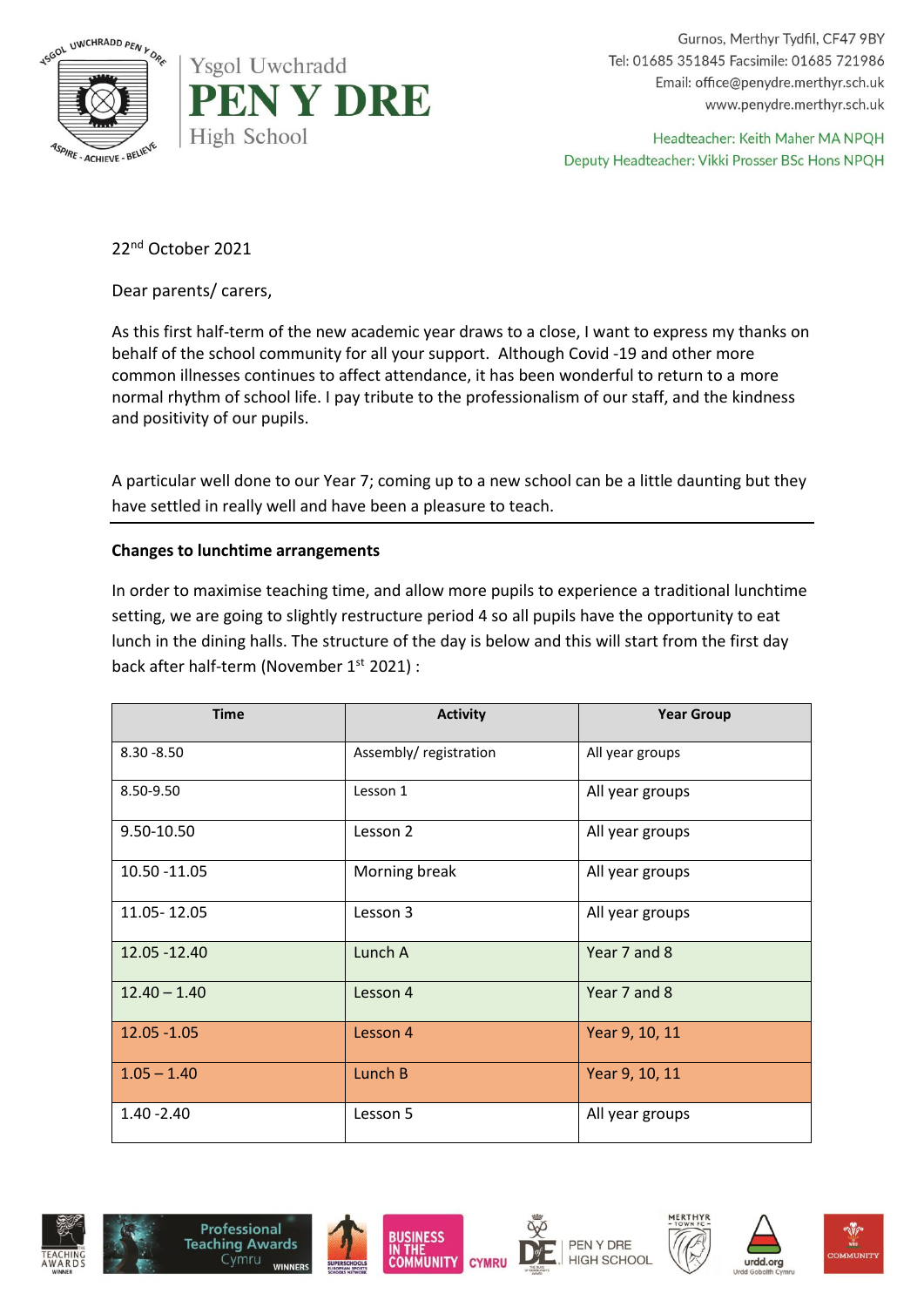Ysgol Uwchradd
# PEN Y DRE
High School

Gurnos, Merthyr Tydfil, CF47 9BY
Tel: 01685 351845 Facsimile: 01685 721986
Email: office@penydre.merthyr.sch.uk
www.penydre.merthyr.sch.uk

Headteacher: Keith Maher MA NPQH
Deputy Headteacher: Vikki Prosser BSc Hons NPQH

22nd October 2021

Dear parents/ carers,

As this first half-term of the new academic year draws to a close, I want to express my thanks on behalf of the school community for all your support. Although Covid -19 and other more common illnesses continues to affect attendance, it has been wonderful to return to a more normal rhythm of school life. I pay tribute to the professionalism of our staff, and the kindness and positivity of our pupils.

A particular well done to our Year 7; coming up to a new school can be a little daunting but they have settled in really well and have been a pleasure to teach.

---

**Changes to lunchtime arrangements**

In order to maximise teaching time, and allow more pupils to experience a traditional lunchtime setting, we are going to slightly restructure period 4 so all pupils have the opportunity to eat lunch in the dining halls. The structure of the day is below and this will start from the first day back after half-term (November 1st 2021) :

| Time | Activity | Year Group |
|---|---|---|
| 8.30 -8.50 | Assembly/ registration | All year groups |
| 8.50-9.50 | Lesson 1 | All year groups |
| 9.50-10.50 | Lesson 2 | All year groups |
| 10.50 -11.05 | Morning break | All year groups |
| 11.05- 12.05 | Lesson 3 | All year groups |
| 12.05 -12.40 | Lunch A | Year 7 and 8 |
| 12.40 – 1.40 | Lesson 4 | Year 7 and 8 |
| 12.05 -1.05 | Lesson 4 | Year 9, 10, 11 |
| 1.05 – 1.40 | Lunch B | Year 9, 10, 11 |
| 1.40 -2.40 | Lesson 5 | All year groups |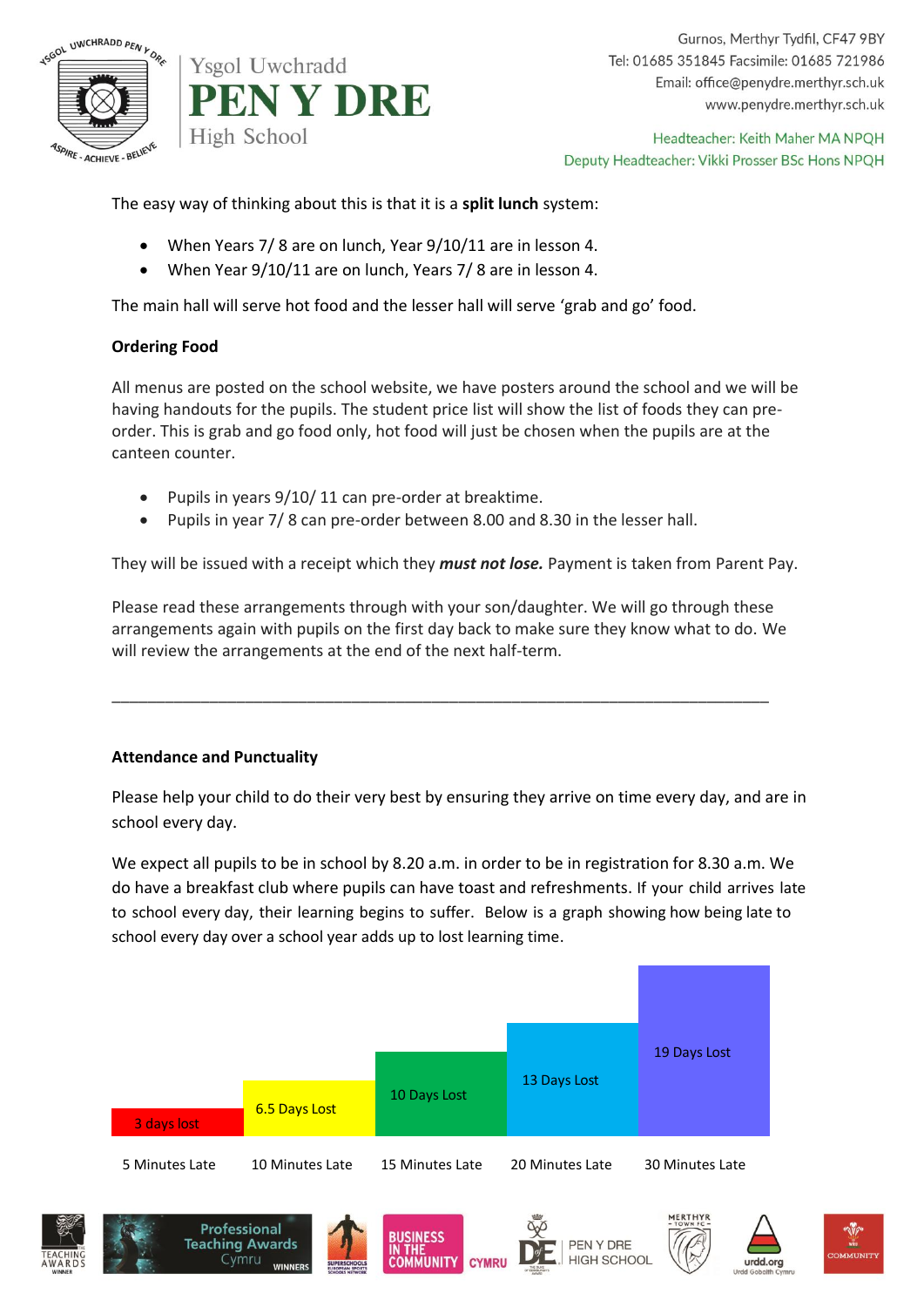The easy way of thinking about this is that it is a **split lunch** system:

- When Years 7/ 8 are on lunch, Year 9/10/11 are in lesson 4.
- When Year 9/10/11 are on lunch, Years 7/ 8 are in lesson 4.

The main hall will serve hot food and the lesser hall will serve 'grab and go' food.

**Ordering Food**

All menus are posted on the school website, we have posters around the school and we will be having handouts for the pupils. The student price list will show the list of foods they can pre-order. This is grab and go food only, hot food will just be chosen when the pupils are at the canteen counter.

- Pupils in years 9/10/ 11 can pre-order at breaktime.
- Pupils in year 7/ 8 can pre-order between 8.00 and 8.30 in the lesser hall.

They will be issued with a receipt which they ***must not lose.*** Payment is taken from Parent Pay.

Please read these arrangements through with your son/daughter. We will go through these arrangements again with pupils on the first day back to make sure they know what to do. We will review the arrangements at the end of the next half-term.

---

**Attendance and Punctuality**

Please help your child to do their very best by ensuring they arrive on time every day, and are in school every day.

We expect all pupils to be in school by 8.20 a.m. in order to be in registration for 8.30 a.m. We do have a breakfast club where pupils can have toast and refreshments. If your child arrives late to school every day, their learning begins to suffer. Below is a graph showing how being late to school every day over a school year adds up to lost learning time.

3 days lost
6.5 Days Lost
10 Days Lost
13 Days Lost
19 Days Lost

5 Minutes Late
10 Minutes Late
15 Minutes Late
20 Minutes Late
30 Minutes Late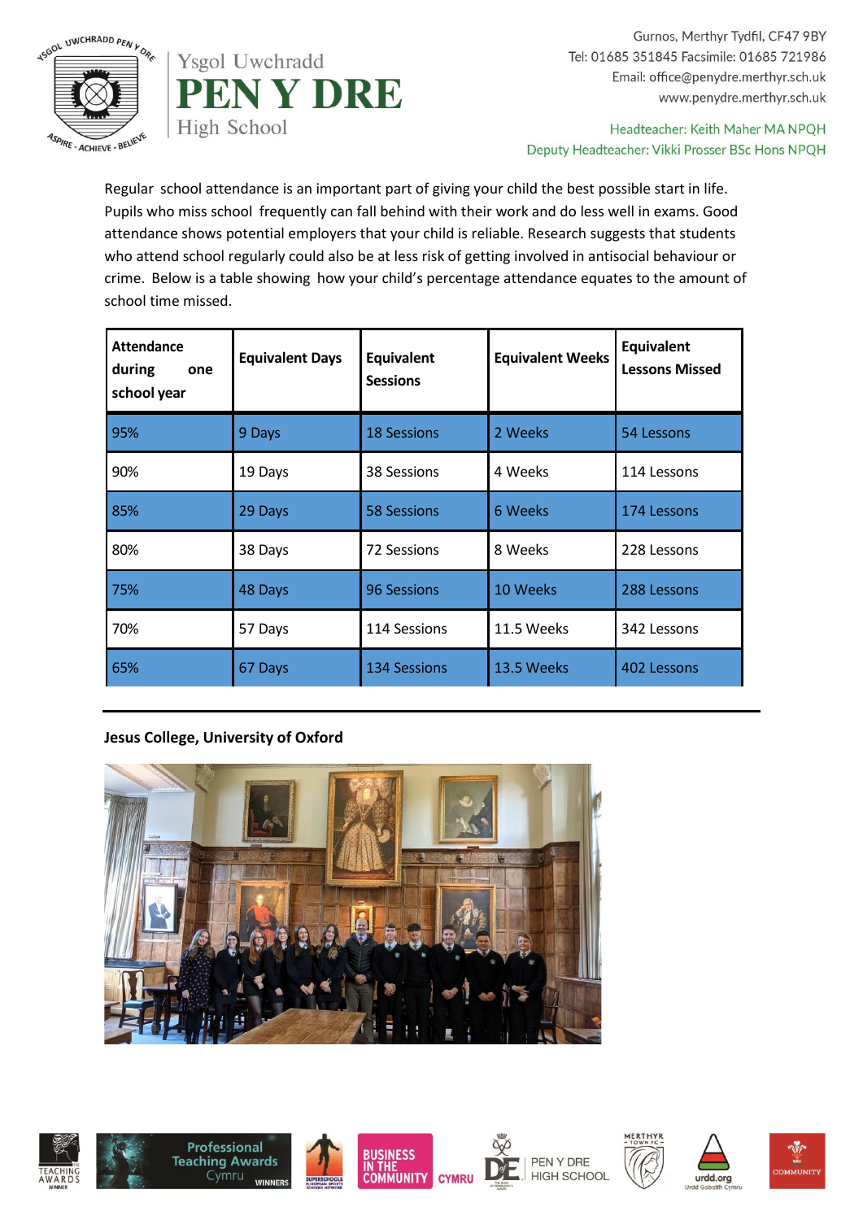Regular school attendance is an important part of giving your child the best possible start in life. Pupils who miss school frequently can fall behind with their work and do less well in exams. Good attendance shows potential employers that your child is reliable. Research suggests that students who attend school regularly could also be at less risk of getting involved in antisocial behaviour or crime. Below is a table showing how your child's percentage attendance equates to the amount of school time missed.

| Attendance during one school year | Equivalent Days | Equivalent Sessions | Equivalent Weeks | Equivalent Lessons Missed |
|---|---|---|---|---|
| 95% | 9 Days | 18 Sessions | 2 Weeks | 54 Lessons |
| 90% | 19 Days | 38 Sessions | 4 Weeks | 114 Lessons |
| 85% | 29 Days | 58 Sessions | 6 Weeks | 174 Lessons |
| 80% | 38 Days | 72 Sessions | 8 Weeks | 228 Lessons |
| 75% | 48 Days | 96 Sessions | 10 Weeks | 288 Lessons |
| 70% | 57 Days | 114 Sessions | 11.5 Weeks | 342 Lessons |
| 65% | 67 Days | 134 Sessions | 13.5 Weeks | 402 Lessons |

**Jesus College, University of Oxford**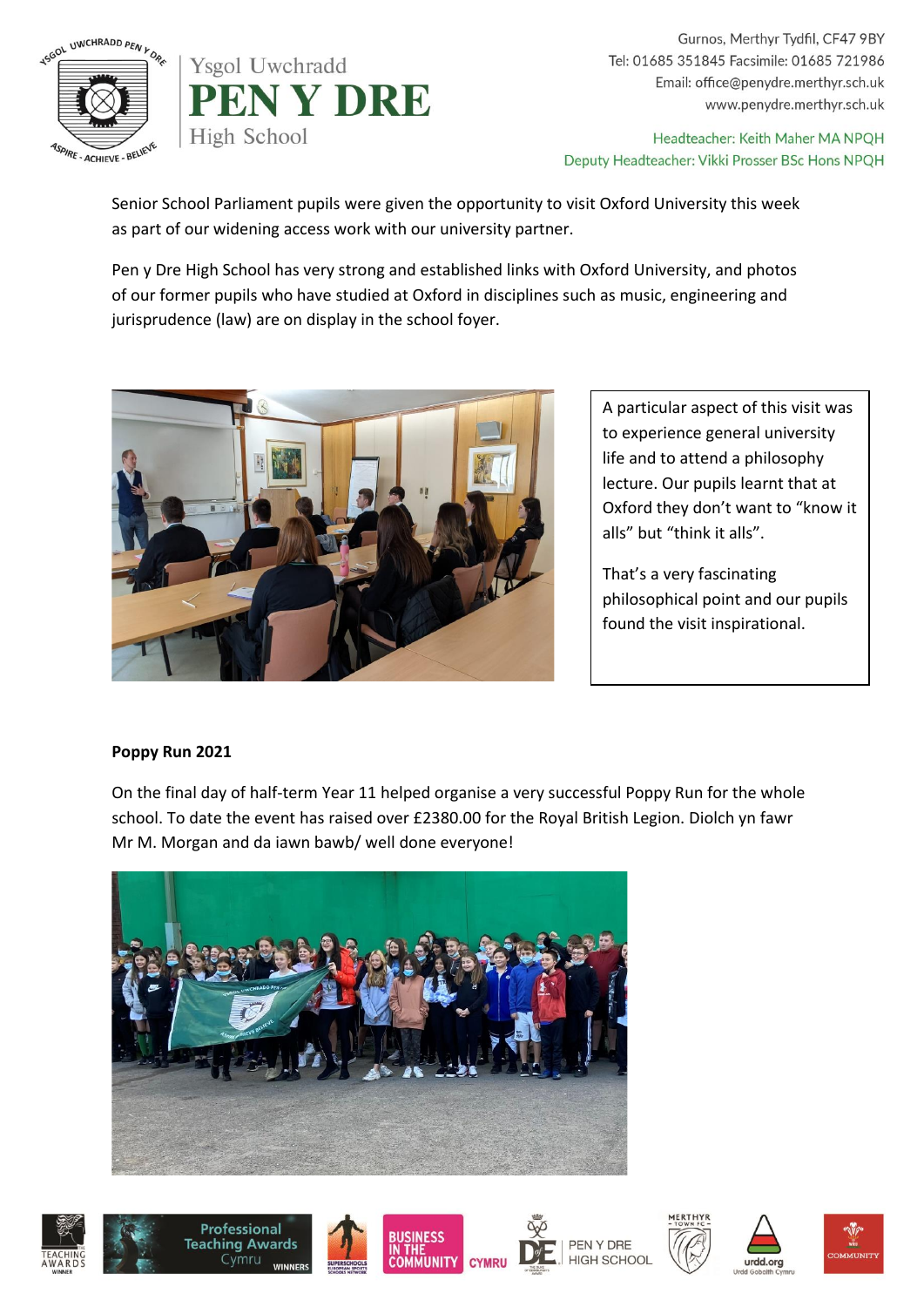Senior School Parliament pupils were given the opportunity to visit Oxford University this week as part of our widening access work with our university partner.

Pen y Dre High School has very strong and established links with Oxford University, and photos of our former pupils who have studied at Oxford in disciplines such as music, engineering and jurisprudence (law) are on display in the school foyer.

A particular aspect of this visit was to experience general university life and to attend a philosophy lecture. Our pupils learnt that at Oxford they don't want to "know it alls" but "think it alls".

That's a very fascinating philosophical point and our pupils found the visit inspirational.

**Poppy Run 2021**

On the final day of half-term Year 11 helped organise a very successful Poppy Run for the whole school. To date the event has raised over £2380.00 for the Royal British Legion. Diolch yn fawr Mr M. Morgan and da iawn bawb/ well done everyone!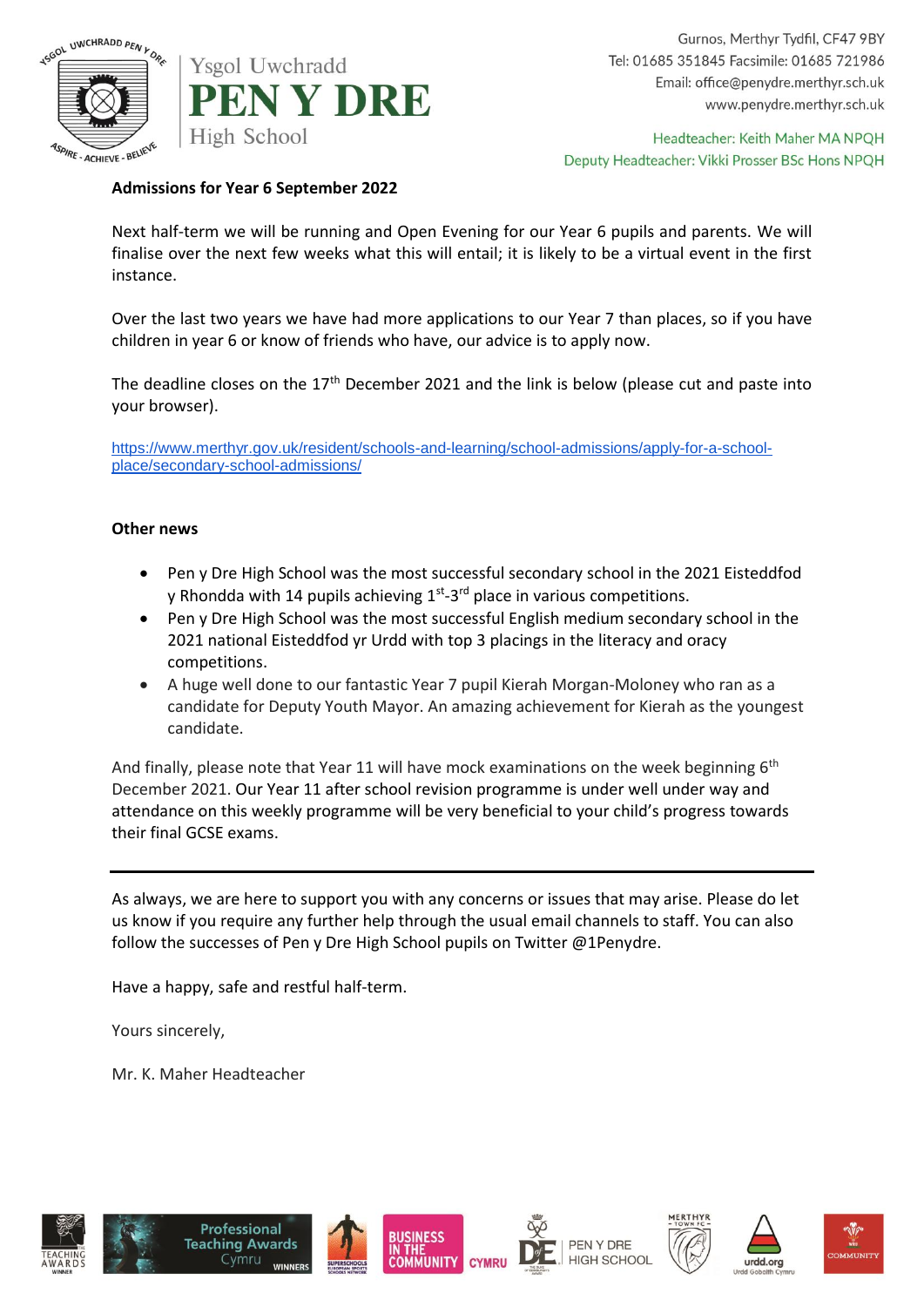Ysgol Uwchradd
**PEN Y DRE**
High School

Gurnos, Merthyr Tydfil, CF47 9BY
Tel: 01685 351845 Facsimile: 01685 721986
Email: office@penydre.merthyr.sch.uk
www.penydre.merthyr.sch.uk

Headteacher: Keith Maher MA NPQH
Deputy Headteacher: Vikki Prosser BSc Hons NPQH

**Admissions for Year 6 September 2022**

Next half-term we will be running and Open Evening for our Year 6 pupils and parents. We will finalise over the next few weeks what this will entail; it is likely to be a virtual event in the first instance.

Over the last two years we have had more applications to our Year 7 than places, so if you have children in year 6 or know of friends who have, our advice is to apply now.

The deadline closes on the 17th December 2021 and the link is below (please cut and paste into your browser).

https://www.merthyr.gov.uk/resident/schools-and-learning/school-admissions/apply-for-a-school-place/secondary-school-admissions/

**Other news**

- Pen y Dre High School was the most successful secondary school in the 2021 Eisteddfod y Rhondda with 14 pupils achieving 1st-3rd place in various competitions.
- Pen y Dre High School was the most successful English medium secondary school in the 2021 national Eisteddfod yr Urdd with top 3 placings in the literacy and oracy competitions.
- A huge well done to our fantastic Year 7 pupil Kierah Morgan-Moloney who ran as a candidate for Deputy Youth Mayor. An amazing achievement for Kierah as the youngest candidate.

And finally, please note that Year 11 will have mock examinations on the week beginning 6th December 2021. Our Year 11 after school revision programme is under well under way and attendance on this weekly programme will be very beneficial to your child's progress towards their final GCSE exams.

---

As always, we are here to support you with any concerns or issues that may arise. Please do let us know if you require any further help through the usual email channels to staff. You can also follow the successes of Pen y Dre High School pupils on Twitter @1Penydre.

Have a happy, safe and restful half-term.

Yours sincerely,

Mr. K. Maher Headteacher